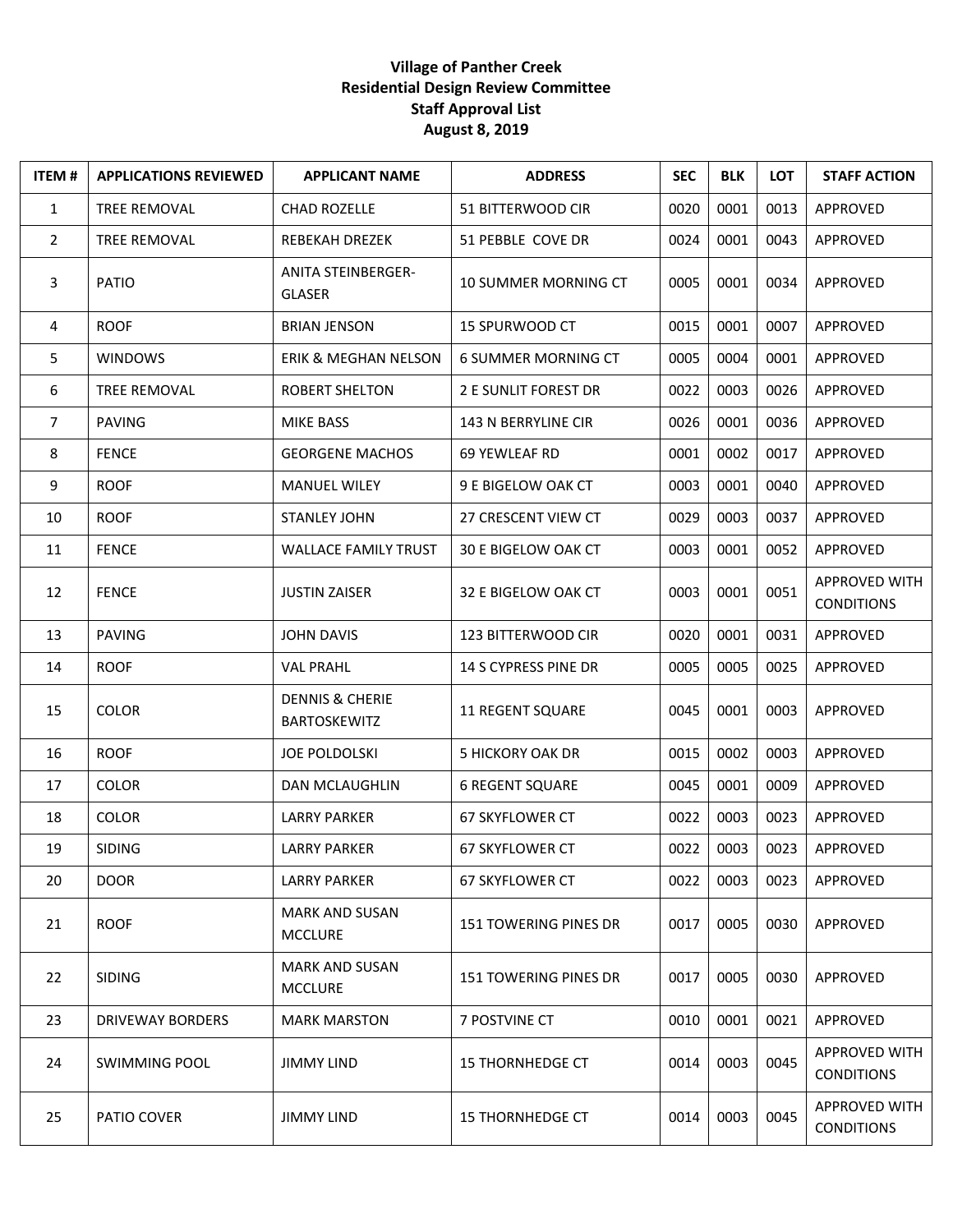**Village of Panther Creek**
**Residential Design Review Committee**
**Staff Approval List**
**August 8, 2019**

| ITEM # | APPLICATIONS REVIEWED | APPLICANT NAME | ADDRESS | SEC | BLK | LOT | STAFF ACTION |
|---|---|---|---|---|---|---|---|
| 1 | TREE REMOVAL | CHAD ROZELLE | 51 BITTERWOOD CIR | 0020 | 0001 | 0013 | APPROVED |
| 2 | TREE REMOVAL | REBEKAH DREZEK | 51 PEBBLE COVE DR | 0024 | 0001 | 0043 | APPROVED |
| 3 | PATIO | ANITA STEINBERGER-GLASER | 10 SUMMER MORNING CT | 0005 | 0001 | 0034 | APPROVED |
| 4 | ROOF | BRIAN JENSON | 15 SPURWOOD CT | 0015 | 0001 | 0007 | APPROVED |
| 5 | WINDOWS | ERIK & MEGHAN NELSON | 6 SUMMER MORNING CT | 0005 | 0004 | 0001 | APPROVED |
| 6 | TREE REMOVAL | ROBERT SHELTON | 2 E SUNLIT FOREST DR | 0022 | 0003 | 0026 | APPROVED |
| 7 | PAVING | MIKE BASS | 143 N BERRYLINE CIR | 0026 | 0001 | 0036 | APPROVED |
| 8 | FENCE | GEORGENE MACHOS | 69 YEWLEAF RD | 0001 | 0002 | 0017 | APPROVED |
| 9 | ROOF | MANUEL WILEY | 9 E BIGELOW OAK CT | 0003 | 0001 | 0040 | APPROVED |
| 10 | ROOF | STANLEY JOHN | 27 CRESCENT VIEW CT | 0029 | 0003 | 0037 | APPROVED |
| 11 | FENCE | WALLACE FAMILY TRUST | 30 E BIGELOW OAK CT | 0003 | 0001 | 0052 | APPROVED |
| 12 | FENCE | JUSTIN ZAISER | 32 E BIGELOW OAK CT | 0003 | 0001 | 0051 | APPROVED WITH CONDITIONS |
| 13 | PAVING | JOHN DAVIS | 123 BITTERWOOD CIR | 0020 | 0001 | 0031 | APPROVED |
| 14 | ROOF | VAL PRAHL | 14 S CYPRESS PINE DR | 0005 | 0005 | 0025 | APPROVED |
| 15 | COLOR | DENNIS & CHERIE BARTOSKEWITZ | 11 REGENT SQUARE | 0045 | 0001 | 0003 | APPROVED |
| 16 | ROOF | JOE POLDOLSKI | 5 HICKORY OAK DR | 0015 | 0002 | 0003 | APPROVED |
| 17 | COLOR | DAN MCLAUGHLIN | 6 REGENT SQUARE | 0045 | 0001 | 0009 | APPROVED |
| 18 | COLOR | LARRY PARKER | 67 SKYFLOWER CT | 0022 | 0003 | 0023 | APPROVED |
| 19 | SIDING | LARRY PARKER | 67 SKYFLOWER CT | 0022 | 0003 | 0023 | APPROVED |
| 20 | DOOR | LARRY PARKER | 67 SKYFLOWER CT | 0022 | 0003 | 0023 | APPROVED |
| 21 | ROOF | MARK AND SUSAN MCCLURE | 151 TOWERING PINES DR | 0017 | 0005 | 0030 | APPROVED |
| 22 | SIDING | MARK AND SUSAN MCCLURE | 151 TOWERING PINES DR | 0017 | 0005 | 0030 | APPROVED |
| 23 | DRIVEWAY BORDERS | MARK MARSTON | 7 POSTVINE CT | 0010 | 0001 | 0021 | APPROVED |
| 24 | SWIMMING POOL | JIMMY LIND | 15 THORNHEDGE CT | 0014 | 0003 | 0045 | APPROVED WITH CONDITIONS |
| 25 | PATIO COVER | JIMMY LIND | 15 THORNHEDGE CT | 0014 | 0003 | 0045 | APPROVED WITH CONDITIONS |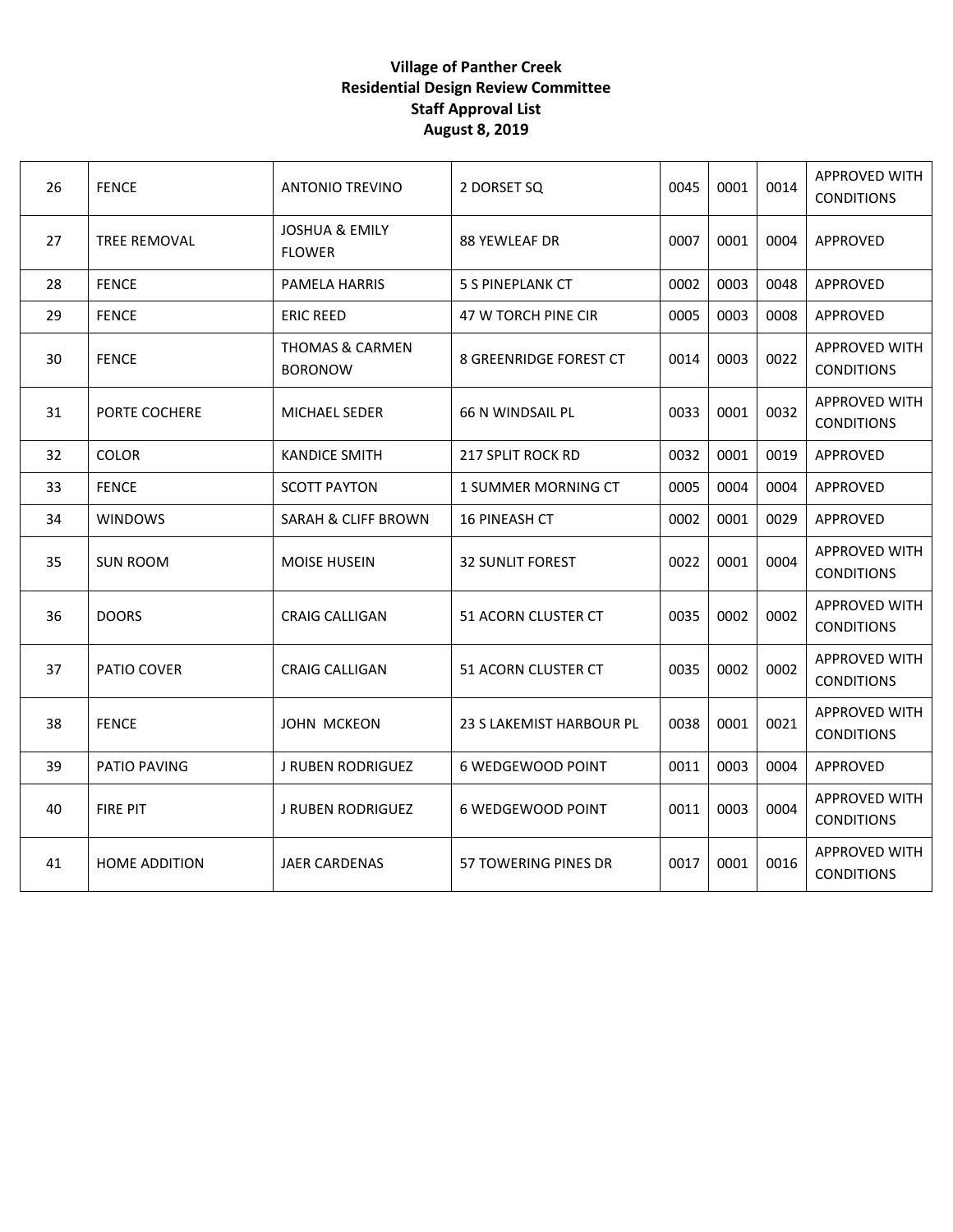**Village of Panther Creek**
**Residential Design Review Committee**
**Staff Approval List**
**August 8, 2019**

| | | | | | | | |
|---|---|---|---|---|---|---|---|
| 26 | FENCE | ANTONIO TREVINO | 2 DORSET SQ | 0045 | 0001 | 0014 | APPROVED WITH CONDITIONS |
| 27 | TREE REMOVAL | JOSHUA & EMILY FLOWER | 88 YEWLEAF DR | 0007 | 0001 | 0004 | APPROVED |
| 28 | FENCE | PAMELA HARRIS | 5 S PINEPLANK CT | 0002 | 0003 | 0048 | APPROVED |
| 29 | FENCE | ERIC REED | 47 W TORCH PINE CIR | 0005 | 0003 | 0008 | APPROVED |
| 30 | FENCE | THOMAS & CARMEN BORONOW | 8 GREENRIDGE FOREST CT | 0014 | 0003 | 0022 | APPROVED WITH CONDITIONS |
| 31 | PORTE COCHERE | MICHAEL SEDER | 66 N WINDSAIL PL | 0033 | 0001 | 0032 | APPROVED WITH CONDITIONS |
| 32 | COLOR | KANDICE SMITH | 217 SPLIT ROCK RD | 0032 | 0001 | 0019 | APPROVED |
| 33 | FENCE | SCOTT PAYTON | 1 SUMMER MORNING CT | 0005 | 0004 | 0004 | APPROVED |
| 34 | WINDOWS | SARAH & CLIFF BROWN | 16 PINEASH CT | 0002 | 0001 | 0029 | APPROVED |
| 35 | SUN ROOM | MOISE HUSEIN | 32 SUNLIT FOREST | 0022 | 0001 | 0004 | APPROVED WITH CONDITIONS |
| 36 | DOORS | CRAIG CALLIGAN | 51 ACORN CLUSTER CT | 0035 | 0002 | 0002 | APPROVED WITH CONDITIONS |
| 37 | PATIO COVER | CRAIG CALLIGAN | 51 ACORN CLUSTER CT | 0035 | 0002 | 0002 | APPROVED WITH CONDITIONS |
| 38 | FENCE | JOHN MCKEON | 23 S LAKEMIST HARBOUR PL | 0038 | 0001 | 0021 | APPROVED WITH CONDITIONS |
| 39 | PATIO PAVING | J RUBEN RODRIGUEZ | 6 WEDGEWOOD POINT | 0011 | 0003 | 0004 | APPROVED |
| 40 | FIRE PIT | J RUBEN RODRIGUEZ | 6 WEDGEWOOD POINT | 0011 | 0003 | 0004 | APPROVED WITH CONDITIONS |
| 41 | HOME ADDITION | JAER CARDENAS | 57 TOWERING PINES DR | 0017 | 0001 | 0016 | APPROVED WITH CONDITIONS |